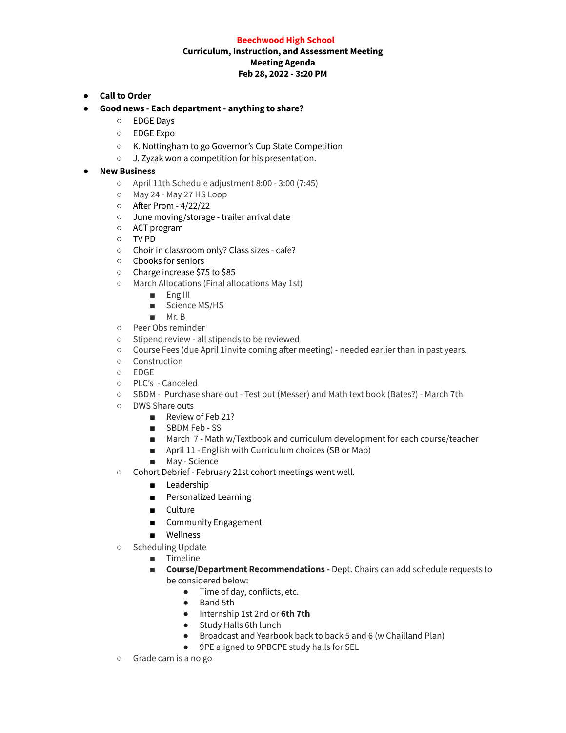**Beechwood High School**

**Curriculum, Instruction, and Assessment Meeting**

**Meeting Agenda**

**Feb 28, 2022 - 3:20 PM**

- **Call to Order**
- **Good news - Each department - anything to share?**
    - EDGE Days
    - EDGE Expo
    - K. Nottingham to go Governor's Cup State Competition
    - J. Zyzak won a competition for his presentation.
- **New Business**
    - April 11th Schedule adjustment 8:00 - 3:00 (7:45)
    - May 24 - May 27 HS Loop
    - After Prom - 4/22/22
    - June moving/storage - trailer arrival date
    - ACT program
    - TV PD
    - Choir in classroom only? Class sizes - cafe?
    - Cbooks for seniors
    - Charge increase $75 to $85
    - March Allocations (Final allocations May 1st)
        - Eng III
        - Science MS/HS
        - Mr. B
    - Peer Obs reminder
    - Stipend review - all stipends to be reviewed
    - Course Fees (due April 1invite coming after meeting) - needed earlier than in past years.
    - Construction
    - EDGE
    - PLC's - Canceled
    - SBDM - Purchase share out - Test out (Messer) and Math text book (Bates?) - March 7th
    - DWS Share outs
        - Review of Feb 21?
        - SBDM Feb - SS
        - March 7 - Math w/Textbook and curriculum development for each course/teacher
        - April 11 - English with Curriculum choices (SB or Map)
        - May - Science
    - Cohort Debrief - February 21st cohort meetings went well.
        - Leadership
        - Personalized Learning
        - Culture
        - Community Engagement
        - Wellness
    - Scheduling Update
        - Timeline
        - **Course/Department Recommendations -** Dept. Chairs can add schedule requests to be considered below:
            - Time of day, conflicts, etc.
            - Band 5th
            - Internship 1st 2nd or **6th 7th**
            - Study Halls 6th lunch
            - Broadcast and Yearbook back to back 5 and 6 (w Chailland Plan)
            - 9PE aligned to 9PBCPE study halls for SEL
    - Grade cam is a no go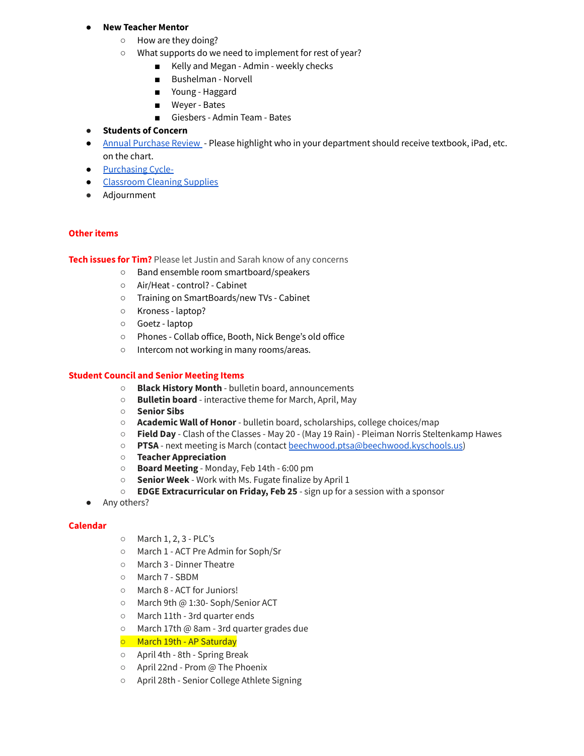- **New Teacher Mentor**
  - How are they doing?
  - What supports do we need to implement for rest of year?
    - Kelly and Megan - Admin - weekly checks
    - Bushelman - Norvell
    - Young - Haggard
    - Weyer - Bates
    - Giesbers - Admin Team - Bates
- **Students of Concern**
- [Annual Purchase Review ]() - Please highlight who in your department should receive textbook, iPad, etc. on the chart.
- [Purchasing Cycle-]()
- [Classroom Cleaning Supplies]()
- Adjournment

**Other items**

**Tech issues for Tim?** Please let Justin and Sarah know of any concerns

- Band ensemble room smartboard/speakers
- Air/Heat - control? - Cabinet
- Training on SmartBoards/new TVs - Cabinet
- Kroness - laptop?
- Goetz - laptop
- Phones - Collab office, Booth, Nick Benge's old office
- Intercom not working in many rooms/areas.

**Student Council and Senior Meeting Items**

- **Black History Month** - bulletin board, announcements
- **Bulletin board** - interactive theme for March, April, May
- **Senior Sibs**
- **Academic Wall of Honor** - bulletin board, scholarships, college choices/map
- **Field Day** - Clash of the Classes - May 20 - (May 19 Rain) - Pleiman Norris Steltenkamp Hawes
- **PTSA** - next meeting is March (contact [beechwood.ptsa@beechwood.kyschools.us](mailto:beechwood.ptsa@beechwood.kyschools.us))
- **Teacher Appreciation**
- **Board Meeting** - Monday, Feb 14th - 6:00 pm
- **Senior Week** - Work with Ms. Fugate finalize by April 1
- **EDGE Extracurricular on Friday, Feb 25** - sign up for a session with a sponsor

- Any others?

**Calendar**

- March 1, 2, 3 - PLC's
- March 1 - ACT Pre Admin for Soph/Sr
- March 3 - Dinner Theatre
- March 7 - SBDM
- March 8 - ACT for Juniors!
- March 9th @ 1:30- Soph/Senior ACT
- March 11th - 3rd quarter ends
- March 17th @ 8am - 3rd quarter grades due
- March 19th - AP Saturday
- April 4th - 8th - Spring Break
- April 22nd - Prom @ The Phoenix
- April 28th - Senior College Athlete Signing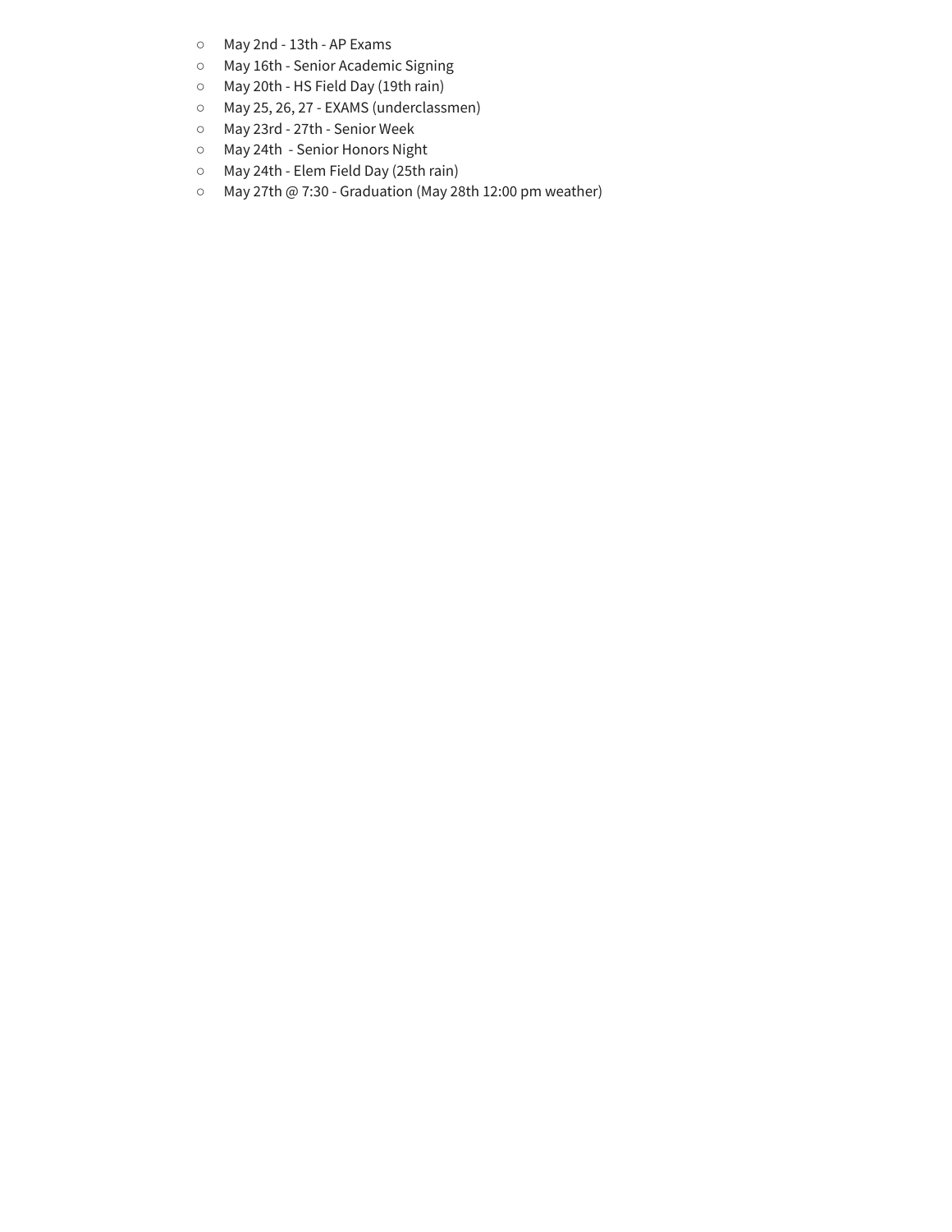- May 2nd - 13th - AP Exams
- May 16th - Senior Academic Signing
- May 20th - HS Field Day (19th rain)
- May 25, 26, 27 - EXAMS (underclassmen)
- May 23rd - 27th - Senior Week
- May 24th  - Senior Honors Night
- May 24th - Elem Field Day (25th rain)
- May 27th @ 7:30 - Graduation (May 28th 12:00 pm weather)